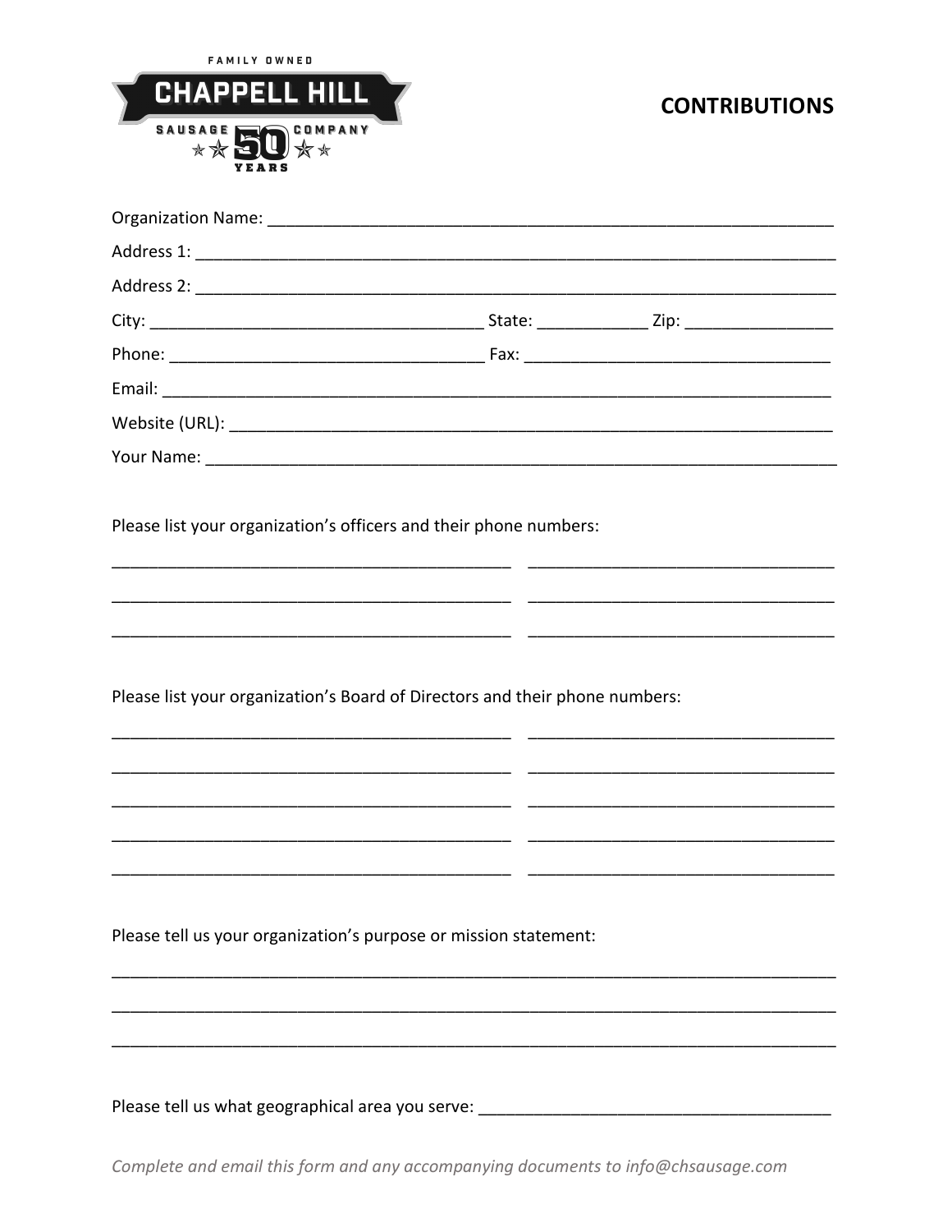FAMILY OWNED

**CHAPPELL HILL**

SAUSAGE COMPANY

50 YEARS

## CONTRIBUTIONS

Organization Name: ______________________________________________________________

Address 1: ______________________________________________________________________

Address 2: ______________________________________________________________________

City: ___________________________________ State: ___________ Zip: _______________

Phone: _________________________________ Fax: ________________________________

Email: __________________________________________________________________________

Website (URL): ___________________________________________________________________

Your Name: ______________________________________________________________________

Please list your organization's officers and their phone numbers:

__________________________________________ _________________________________

__________________________________________ _________________________________

__________________________________________ _________________________________

Please list your organization's Board of Directors and their phone numbers:

__________________________________________ _________________________________

__________________________________________ _________________________________

__________________________________________ _________________________________

__________________________________________ _________________________________

__________________________________________ _________________________________

Please tell us your organization's purpose or mission statement:

______________________________________________________________________________

______________________________________________________________________________

______________________________________________________________________________

Please tell us what geographical area you serve: _____________________________________

*Complete and email this form and any accompanying documents to info@chsausage.com*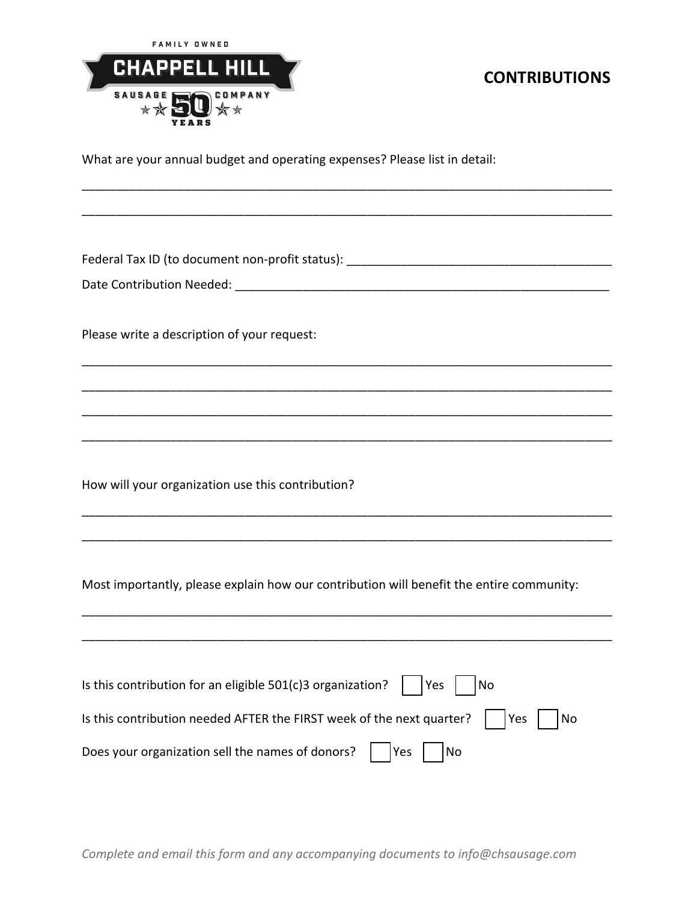FAMILY OWNED

CHAPPELL HILL

SAUSAGE COMPANY

50 YEARS

## CONTRIBUTIONS

What are your annual budget and operating expenses? Please list in detail:

\_\_\_\_\_\_\_\_\_\_\_\_\_\_\_\_\_\_\_\_\_\_\_\_\_\_\_\_\_\_\_\_\_\_\_\_\_\_\_\_\_\_\_\_\_\_\_\_\_\_\_\_\_\_\_\_\_\_\_\_\_\_\_\_\_\_\_\_\_\_\_\_\_\_\_\_\_\_

\_\_\_\_\_\_\_\_\_\_\_\_\_\_\_\_\_\_\_\_\_\_\_\_\_\_\_\_\_\_\_\_\_\_\_\_\_\_\_\_\_\_\_\_\_\_\_\_\_\_\_\_\_\_\_\_\_\_\_\_\_\_\_\_\_\_\_\_\_\_\_\_\_\_\_\_\_\_

Federal Tax ID (to document non-profit status): \_\_\_\_\_\_\_\_\_\_\_\_\_\_\_\_\_\_\_\_\_\_\_\_\_\_\_\_\_\_\_\_\_\_\_\_\_\_\_\_

Date Contribution Needed: \_\_\_\_\_\_\_\_\_\_\_\_\_\_\_\_\_\_\_\_\_\_\_\_\_\_\_\_\_\_\_\_\_\_\_\_\_\_\_\_\_\_\_\_\_\_\_\_\_\_\_\_\_\_\_\_\_\_

Please write a description of your request:

\_\_\_\_\_\_\_\_\_\_\_\_\_\_\_\_\_\_\_\_\_\_\_\_\_\_\_\_\_\_\_\_\_\_\_\_\_\_\_\_\_\_\_\_\_\_\_\_\_\_\_\_\_\_\_\_\_\_\_\_\_\_\_\_\_\_\_\_\_\_\_\_\_\_\_\_\_\_

\_\_\_\_\_\_\_\_\_\_\_\_\_\_\_\_\_\_\_\_\_\_\_\_\_\_\_\_\_\_\_\_\_\_\_\_\_\_\_\_\_\_\_\_\_\_\_\_\_\_\_\_\_\_\_\_\_\_\_\_\_\_\_\_\_\_\_\_\_\_\_\_\_\_\_\_\_\_

\_\_\_\_\_\_\_\_\_\_\_\_\_\_\_\_\_\_\_\_\_\_\_\_\_\_\_\_\_\_\_\_\_\_\_\_\_\_\_\_\_\_\_\_\_\_\_\_\_\_\_\_\_\_\_\_\_\_\_\_\_\_\_\_\_\_\_\_\_\_\_\_\_\_\_\_\_\_

\_\_\_\_\_\_\_\_\_\_\_\_\_\_\_\_\_\_\_\_\_\_\_\_\_\_\_\_\_\_\_\_\_\_\_\_\_\_\_\_\_\_\_\_\_\_\_\_\_\_\_\_\_\_\_\_\_\_\_\_\_\_\_\_\_\_\_\_\_\_\_\_\_\_\_\_\_\_

How will your organization use this contribution?

\_\_\_\_\_\_\_\_\_\_\_\_\_\_\_\_\_\_\_\_\_\_\_\_\_\_\_\_\_\_\_\_\_\_\_\_\_\_\_\_\_\_\_\_\_\_\_\_\_\_\_\_\_\_\_\_\_\_\_\_\_\_\_\_\_\_\_\_\_\_\_\_\_\_\_\_\_\_

\_\_\_\_\_\_\_\_\_\_\_\_\_\_\_\_\_\_\_\_\_\_\_\_\_\_\_\_\_\_\_\_\_\_\_\_\_\_\_\_\_\_\_\_\_\_\_\_\_\_\_\_\_\_\_\_\_\_\_\_\_\_\_\_\_\_\_\_\_\_\_\_\_\_\_\_\_\_

Most importantly, please explain how our contribution will benefit the entire community:

\_\_\_\_\_\_\_\_\_\_\_\_\_\_\_\_\_\_\_\_\_\_\_\_\_\_\_\_\_\_\_\_\_\_\_\_\_\_\_\_\_\_\_\_\_\_\_\_\_\_\_\_\_\_\_\_\_\_\_\_\_\_\_\_\_\_\_\_\_\_\_\_\_\_\_\_\_\_

\_\_\_\_\_\_\_\_\_\_\_\_\_\_\_\_\_\_\_\_\_\_\_\_\_\_\_\_\_\_\_\_\_\_\_\_\_\_\_\_\_\_\_\_\_\_\_\_\_\_\_\_\_\_\_\_\_\_\_\_\_\_\_\_\_\_\_\_\_\_\_\_\_\_\_\_\_\_

Is this contribution for an eligible 501(c)3 organization? ☐ Yes ☐ No

Is this contribution needed AFTER the FIRST week of the next quarter? ☐ Yes ☐ No

Does your organization sell the names of donors? ☐ Yes ☐ No

*Complete and email this form and any accompanying documents to info@chsausage.com*